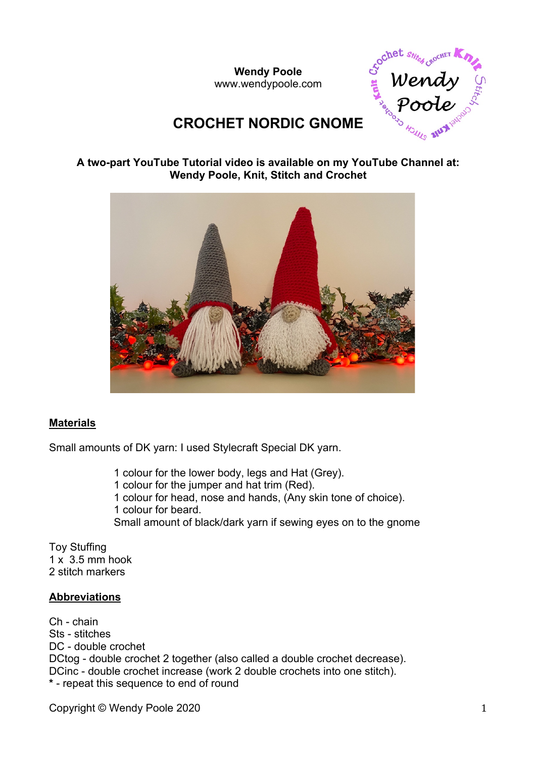**Wendy Poole**
www.wendypoole.com

# CROCHET NORDIC GNOME

**A two-part YouTube Tutorial video is available on my YouTube Channel at: Wendy Poole, Knit, Stitch and Crochet**

## Materials

Small amounts of DK yarn: I used Stylecraft Special DK yarn.

1 colour for the lower body, legs and Hat (Grey).
1 colour for the jumper and hat trim (Red).
1 colour for head, nose and hands, (Any skin tone of choice).
1 colour for beard.
Small amount of black/dark yarn if sewing eyes on to the gnome

Toy Stuffing
1 x 3.5 mm hook
2 stitch markers

## Abbreviations

Ch - chain
Sts - stitches
DC - double crochet
DCtog - double crochet 2 together (also called a double crochet decrease).
DCinc - double crochet increase (work 2 double crochets into one stitch).
**\*** - repeat this sequence to end of round

Copyright © Wendy Poole 2020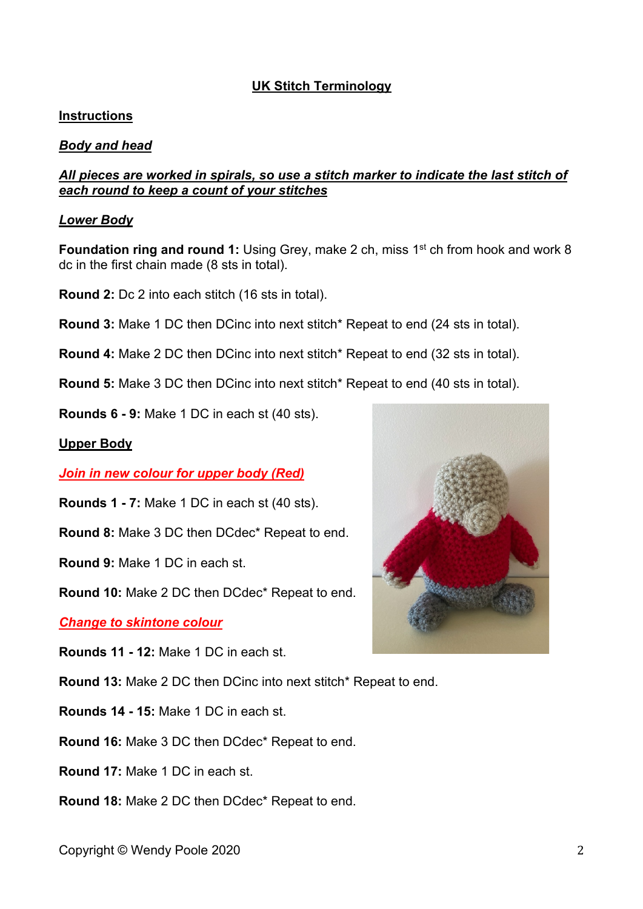**UK Stitch Terminology**

## Instructions

### ***Body and head***

***All pieces are worked in spirals, so use a stitch marker to indicate the last stitch of each round to keep a count of your stitches***

### ***Lower Body***

**Foundation ring and round 1:** Using Grey, make 2 ch, miss 1st ch from hook and work 8 dc in the first chain made (8 sts in total).

**Round 2:** Dc 2 into each stitch (16 sts in total).

**Round 3:** Make 1 DC then DCinc into next stitch* Repeat to end (24 sts in total).

**Round 4:** Make 2 DC then DCinc into next stitch* Repeat to end (32 sts in total).

**Round 5:** Make 3 DC then DCinc into next stitch* Repeat to end (40 sts in total).

**Rounds 6 - 9:** Make 1 DC in each st (40 sts).

### Upper Body

***Join in new colour for upper body (Red)***

**Rounds 1 - 7:** Make 1 DC in each st (40 sts).

**Round 8:** Make 3 DC then DCdec* Repeat to end.

**Round 9:** Make 1 DC in each st.

**Round 10:** Make 2 DC then DCdec* Repeat to end.

***Change to skintone colour***

**Rounds 11 - 12:** Make 1 DC in each st.

**Round 13:** Make 2 DC then DCinc into next stitch* Repeat to end.

**Rounds 14 - 15:** Make 1 DC in each st.

**Round 16:** Make 3 DC then DCdec* Repeat to end.

**Round 17:** Make 1 DC in each st.

**Round 18:** Make 2 DC then DCdec* Repeat to end.

Copyright © Wendy Poole 2020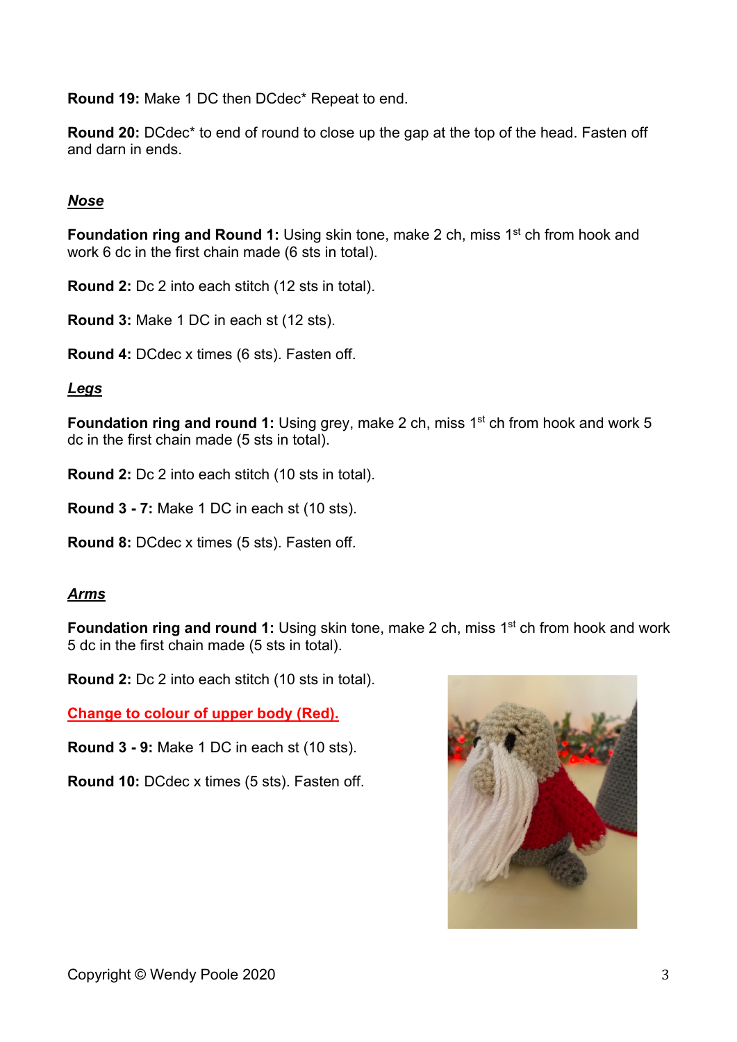**Round 19:** Make 1 DC then DCdec* Repeat to end.

**Round 20:** DCdec* to end of round to close up the gap at the top of the head. Fasten off and darn in ends.

***Nose***

**Foundation ring and Round 1:** Using skin tone, make 2 ch, miss 1st ch from hook and work 6 dc in the first chain made (6 sts in total).

**Round 2:** Dc 2 into each stitch (12 sts in total).

**Round 3:** Make 1 DC in each st (12 sts).

**Round 4:** DCdec x times (6 sts). Fasten off.

***Legs***

**Foundation ring and round 1:** Using grey, make 2 ch, miss 1st ch from hook and work 5 dc in the first chain made (5 sts in total).

**Round 2:** Dc 2 into each stitch (10 sts in total).

**Round 3 - 7:** Make 1 DC in each st (10 sts).

**Round 8:** DCdec x times (5 sts). Fasten off.

***Arms***

**Foundation ring and round 1:** Using skin tone, make 2 ch, miss 1st ch from hook and work 5 dc in the first chain made (5 sts in total).

**Round 2:** Dc 2 into each stitch (10 sts in total).

**Change to colour of upper body (Red).**

**Round 3 - 9:** Make 1 DC in each st (10 sts).

**Round 10:** DCdec x times (5 sts). Fasten off.

Copyright © Wendy Poole 2020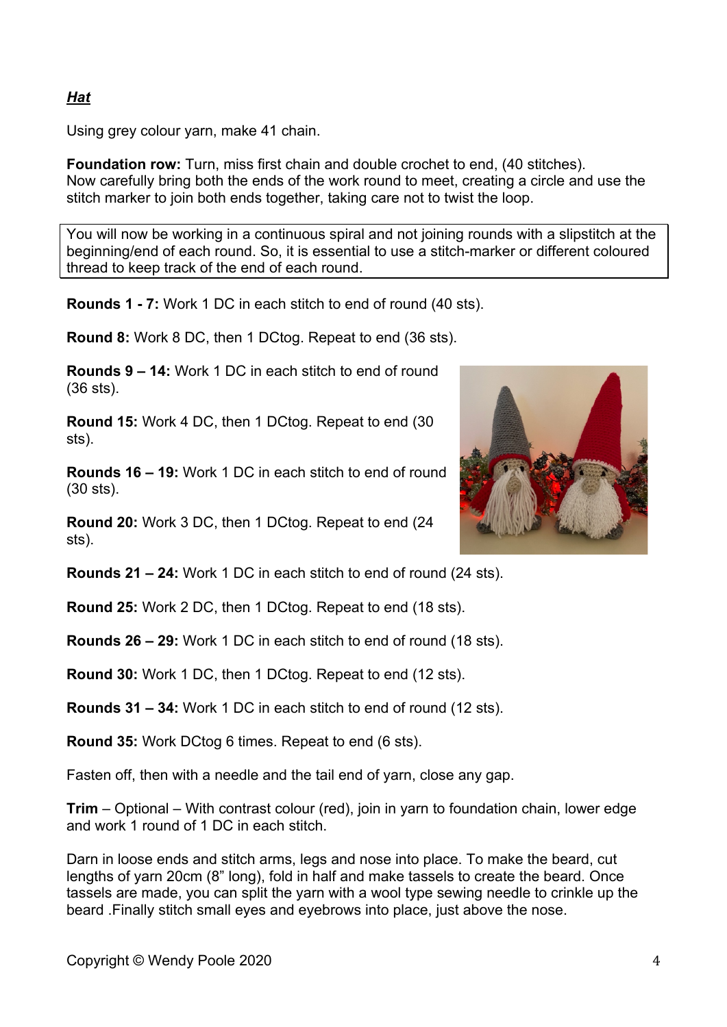***Hat***

Using grey colour yarn, make 41 chain.

**Foundation row:** Turn, miss first chain and double crochet to end, (40 stitches). Now carefully bring both the ends of the work round to meet, creating a circle and use the stitch marker to join both ends together, taking care not to twist the loop.

> You will now be working in a continuous spiral and not joining rounds with a slipstitch at the beginning/end of each round. So, it is essential to use a stitch-marker or different coloured thread to keep track of the end of each round.

**Rounds 1 - 7:** Work 1 DC in each stitch to end of round (40 sts).

**Round 8:** Work 8 DC, then 1 DCtog. Repeat to end (36 sts).

**Rounds 9 – 14:** Work 1 DC in each stitch to end of round (36 sts).

**Round 15:** Work 4 DC, then 1 DCtog. Repeat to end (30 sts).

**Rounds 16 – 19:** Work 1 DC in each stitch to end of round (30 sts).

**Round 20:** Work 3 DC, then 1 DCtog. Repeat to end (24 sts).

**Rounds 21 – 24:** Work 1 DC in each stitch to end of round (24 sts).

**Round 25:** Work 2 DC, then 1 DCtog. Repeat to end (18 sts).

**Rounds 26 – 29:** Work 1 DC in each stitch to end of round (18 sts).

**Round 30:** Work 1 DC, then 1 DCtog. Repeat to end (12 sts).

**Rounds 31 – 34:** Work 1 DC in each stitch to end of round (12 sts).

**Round 35:** Work DCtog 6 times. Repeat to end (6 sts).

Fasten off, then with a needle and the tail end of yarn, close any gap.

**Trim** – Optional – With contrast colour (red), join in yarn to foundation chain, lower edge and work 1 round of 1 DC in each stitch.

Darn in loose ends and stitch arms, legs and nose into place. To make the beard, cut lengths of yarn 20cm (8" long), fold in half and make tassels to create the beard. Once tassels are made, you can split the yarn with a wool type sewing needle to crinkle up the beard .Finally stitch small eyes and eyebrows into place, just above the nose.

Copyright © Wendy Poole 2020